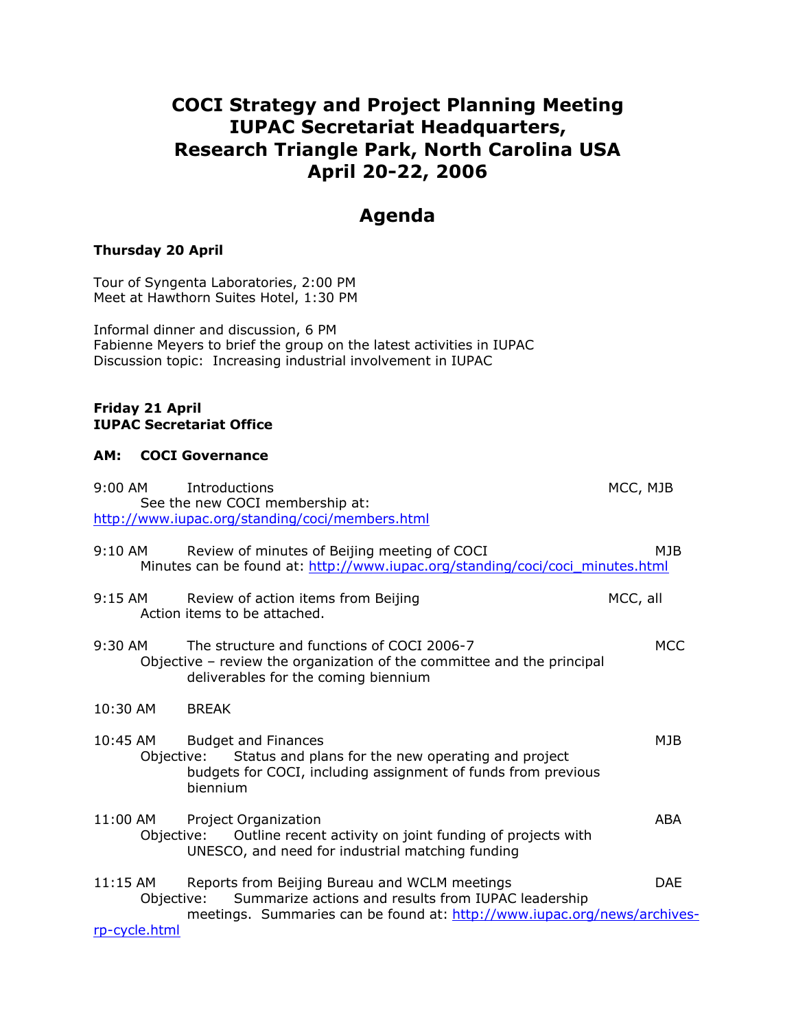# COCI Strategy and Project Planning Meeting
# IUPAC Secretariat Headquarters,
# Research Triangle Park, North Carolina USA
# April 20-22, 2006

## Agenda

**Thursday 20 April**

Tour of Syngenta Laboratories, 2:00 PM
Meet at Hawthorn Suites Hotel, 1:30 PM

Informal dinner and discussion, 6 PM
Fabienne Meyers to brief the group on the latest activities in IUPAC
Discussion topic: Increasing industrial involvement in IUPAC

**Friday 21 April**
**IUPAC Secretariat Office**

**AM: COCI Governance**

9:00 AM Introductions — MCC, MJB
See the new COCI membership at:
http://www.iupac.org/standing/coci/members.html

9:10 AM Review of minutes of Beijing meeting of COCI — MJB
Minutes can be found at: http://www.iupac.org/standing/coci/coci_minutes.html

9:15 AM Review of action items from Beijing — MCC, all
Action items to be attached.

9:30 AM The structure and functions of COCI 2006-7 — MCC
Objective – review the organization of the committee and the principal deliverables for the coming biennium

10:30 AM BREAK

10:45 AM Budget and Finances — MJB
Objective: Status and plans for the new operating and project budgets for COCI, including assignment of funds from previous biennium

11:00 AM Project Organization — ABA
Objective: Outline recent activity on joint funding of projects with UNESCO, and need for industrial matching funding

11:15 AM Reports from Beijing Bureau and WCLM meetings — DAE
Objective: Summarize actions and results from IUPAC leadership meetings. Summaries can be found at: http://www.iupac.org/news/archives-rp-cycle.html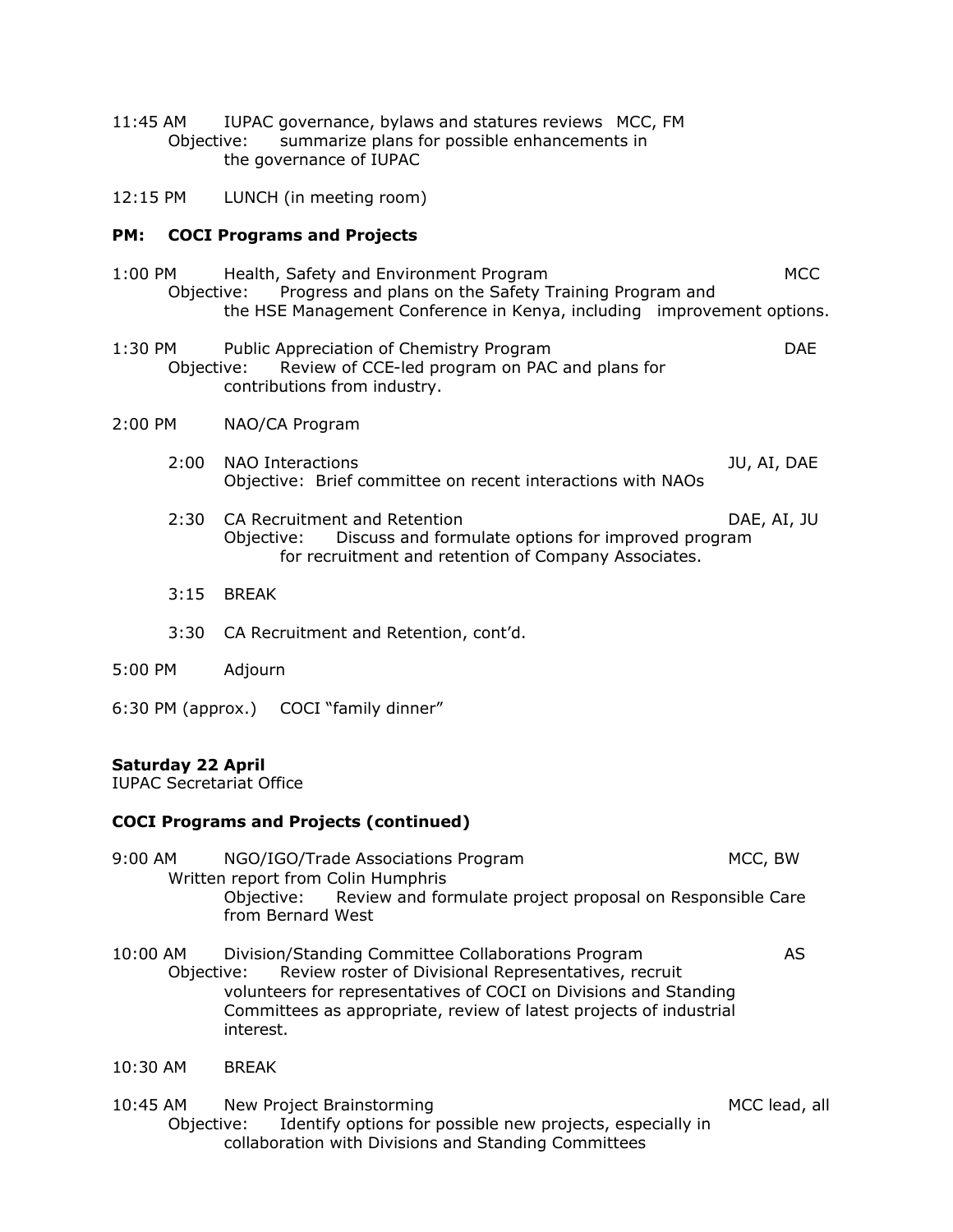11:45 AM IUPAC governance, bylaws and statures reviews MCC, FM
Objective: summarize plans for possible enhancements in the governance of IUPAC

12:15 PM LUNCH (in meeting room)

**PM: COCI Programs and Projects**

1:00 PM Health, Safety and Environment Program MCC
Objective: Progress and plans on the Safety Training Program and the HSE Management Conference in Kenya, including improvement options.

1:30 PM Public Appreciation of Chemistry Program DAE
Objective: Review of CCE-led program on PAC and plans for contributions from industry.

2:00 PM NAO/CA Program

- 2:00 NAO Interactions JU, AI, DAE
  Objective: Brief committee on recent interactions with NAOs

- 2:30 CA Recruitment and Retention DAE, AI, JU
  Objective: Discuss and formulate options for improved program for recruitment and retention of Company Associates.

- 3:15 BREAK

- 3:30 CA Recruitment and Retention, cont'd.

5:00 PM Adjourn

6:30 PM (approx.) COCI "family dinner"

**Saturday 22 April**
IUPAC Secretariat Office

**COCI Programs and Projects (continued)**

9:00 AM NGO/IGO/Trade Associations Program MCC, BW
Written report from Colin Humphris
Objective: Review and formulate project proposal on Responsible Care from Bernard West

10:00 AM Division/Standing Committee Collaborations Program AS
Objective: Review roster of Divisional Representatives, recruit volunteers for representatives of COCI on Divisions and Standing Committees as appropriate, review of latest projects of industrial interest.

10:30 AM BREAK

10:45 AM New Project Brainstorming MCC lead, all
Objective: Identify options for possible new projects, especially in collaboration with Divisions and Standing Committees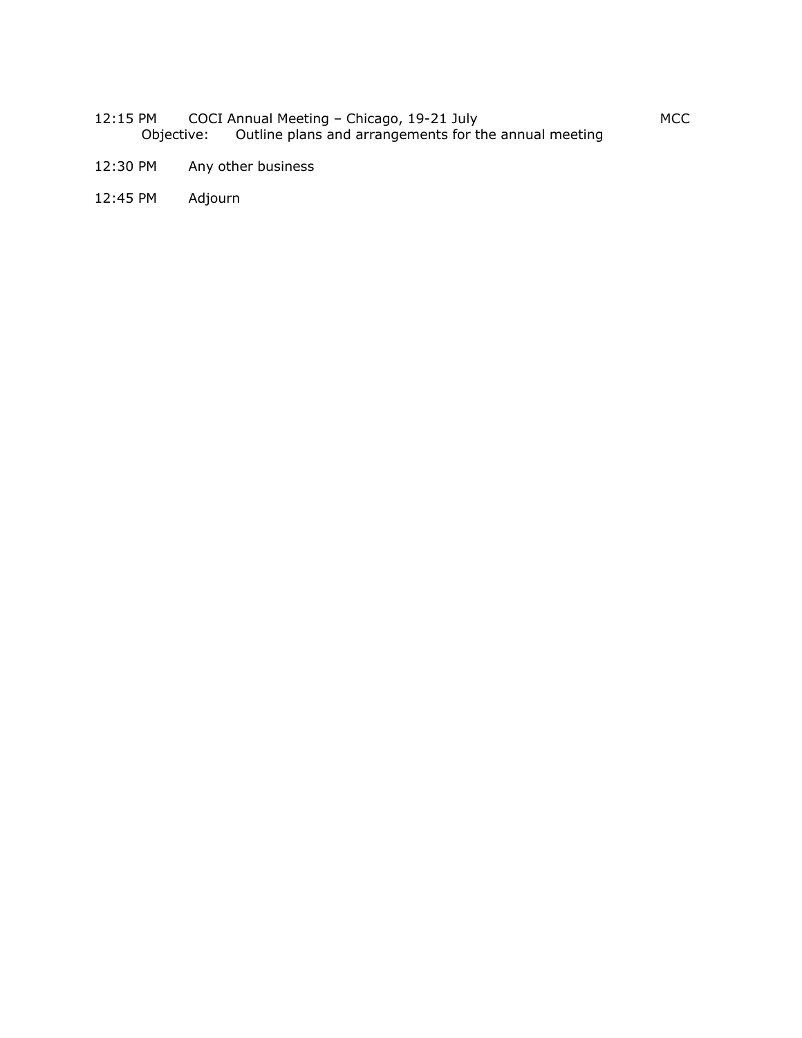| | | |
|---|---|---|
| 12:15 PM | COCI Annual Meeting – Chicago, 19-21 July<br>Objective: Outline plans and arrangements for the annual meeting | MCC |
| 12:30 PM | Any other business | |
| 12:45 PM | Adjourn | |